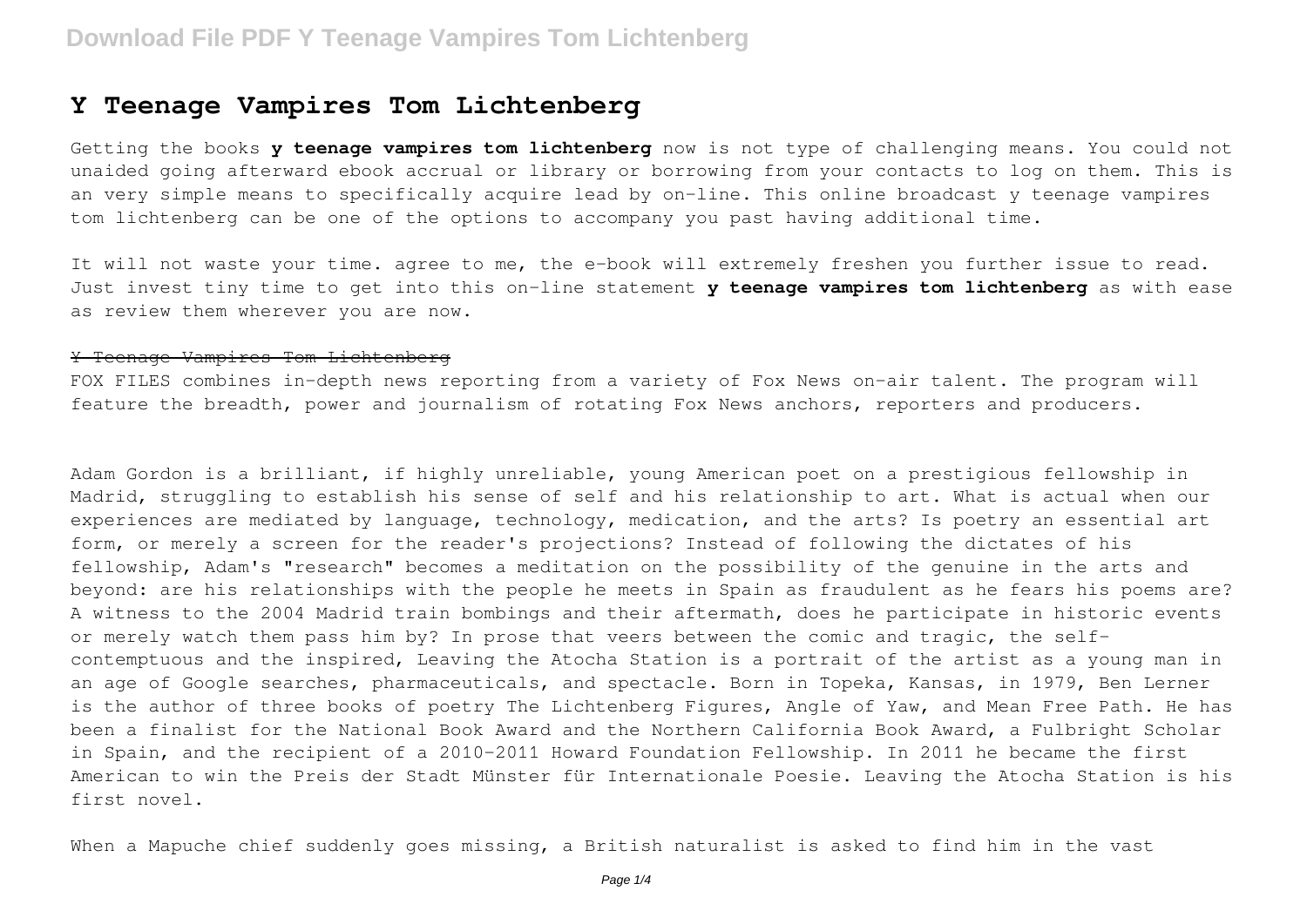# Y Teenage Vampires Tom Lichtenberg

Getting the books **y teenage vampires tom lichtenberg** now is not type of challenging means. You could not unaided going afterward ebook accrual or library or borrowing from your contacts to log on them. This is an very simple means to specifically acquire lead by on-line. This online broadcast y teenage vampires tom lichtenberg can be one of the options to accompany you past having additional time.

It will not waste your time. agree to me, the e-book will extremely freshen you further issue to read. Just invest tiny time to get into this on-line statement **y teenage vampires tom lichtenberg** as with ease as review them wherever you are now.

## ~~Y Teenage Vampires Tom Lichtenberg~~

FOX FILES combines in-depth news reporting from a variety of Fox News on-air talent. The program will feature the breadth, power and journalism of rotating Fox News anchors, reporters and producers.

Adam Gordon is a brilliant, if highly unreliable, young American poet on a prestigious fellowship in Madrid, struggling to establish his sense of self and his relationship to art. What is actual when our experiences are mediated by language, technology, medication, and the arts? Is poetry an essential art form, or merely a screen for the reader's projections? Instead of following the dictates of his fellowship, Adam's "research" becomes a meditation on the possibility of the genuine in the arts and beyond: are his relationships with the people he meets in Spain as fraudulent as he fears his poems are? A witness to the 2004 Madrid train bombings and their aftermath, does he participate in historic events or merely watch them pass him by? In prose that veers between the comic and tragic, the self-contemptuous and the inspired, Leaving the Atocha Station is a portrait of the artist as a young man in an age of Google searches, pharmaceuticals, and spectacle. Born in Topeka, Kansas, in 1979, Ben Lerner is the author of three books of poetry The Lichtenberg Figures, Angle of Yaw, and Mean Free Path. He has been a finalist for the National Book Award and the Northern California Book Award, a Fulbright Scholar in Spain, and the recipient of a 2010-2011 Howard Foundation Fellowship. In 2011 he became the first American to win the Preis der Stadt Münster für Internationale Poesie. Leaving the Atocha Station is his first novel.

When a Mapuche chief suddenly goes missing, a British naturalist is asked to find him in the vast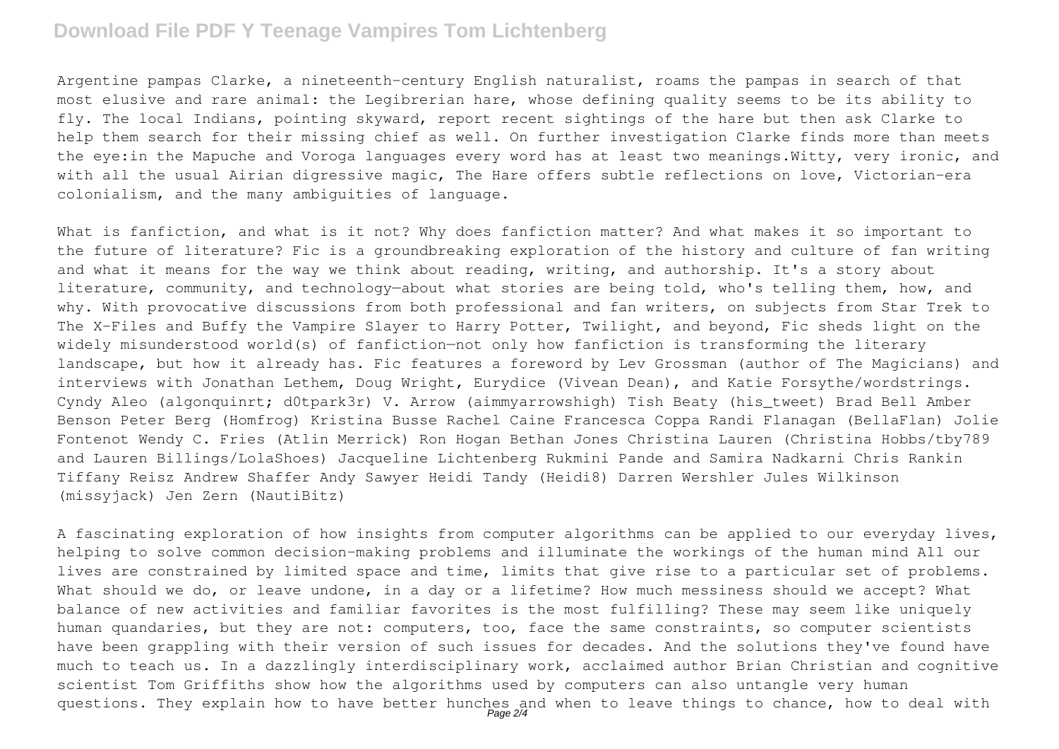Argentine pampas Clarke, a nineteenth-century English naturalist, roams the pampas in search of that most elusive and rare animal: the Legibrerian hare, whose defining quality seems to be its ability to fly. The local Indians, pointing skyward, report recent sightings of the hare but then ask Clarke to help them search for their missing chief as well. On further investigation Clarke finds more than meets the eye:in the Mapuche and Voroga languages every word has at least two meanings.Witty, very ironic, and with all the usual Airian digressive magic, The Hare offers subtle reflections on love, Victorian-era colonialism, and the many ambiguities of language.

What is fanfiction, and what is it not? Why does fanfiction matter? And what makes it so important to the future of literature? Fic is a groundbreaking exploration of the history and culture of fan writing and what it means for the way we think about reading, writing, and authorship. It's a story about literature, community, and technology—about what stories are being told, who's telling them, how, and why. With provocative discussions from both professional and fan writers, on subjects from Star Trek to The X-Files and Buffy the Vampire Slayer to Harry Potter, Twilight, and beyond, Fic sheds light on the widely misunderstood world(s) of fanfiction—not only how fanfiction is transforming the literary landscape, but how it already has. Fic features a foreword by Lev Grossman (author of The Magicians) and interviews with Jonathan Lethem, Doug Wright, Eurydice (Vivean Dean), and Katie Forsythe/wordstrings. Cyndy Aleo (algonquinrt; d0tpark3r) V. Arrow (aimmyarrowshigh) Tish Beaty (his_tweet) Brad Bell Amber Benson Peter Berg (Homfrog) Kristina Busse Rachel Caine Francesca Coppa Randi Flanagan (BellaFlan) Jolie Fontenot Wendy C. Fries (Atlin Merrick) Ron Hogan Bethan Jones Christina Lauren (Christina Hobbs/tby789 and Lauren Billings/LolaShoes) Jacqueline Lichtenberg Rukmini Pande and Samira Nadkarni Chris Rankin Tiffany Reisz Andrew Shaffer Andy Sawyer Heidi Tandy (Heidi8) Darren Wershler Jules Wilkinson (missyjack) Jen Zern (NautiBitz)

A fascinating exploration of how insights from computer algorithms can be applied to our everyday lives, helping to solve common decision-making problems and illuminate the workings of the human mind All our lives are constrained by limited space and time, limits that give rise to a particular set of problems. What should we do, or leave undone, in a day or a lifetime? How much messiness should we accept? What balance of new activities and familiar favorites is the most fulfilling? These may seem like uniquely human quandaries, but they are not: computers, too, face the same constraints, so computer scientists have been grappling with their version of such issues for decades. And the solutions they've found have much to teach us. In a dazzlingly interdisciplinary work, acclaimed author Brian Christian and cognitive scientist Tom Griffiths show how the algorithms used by computers can also untangle very human questions. They explain how to have better hunches and when to leave things to chance, how to deal with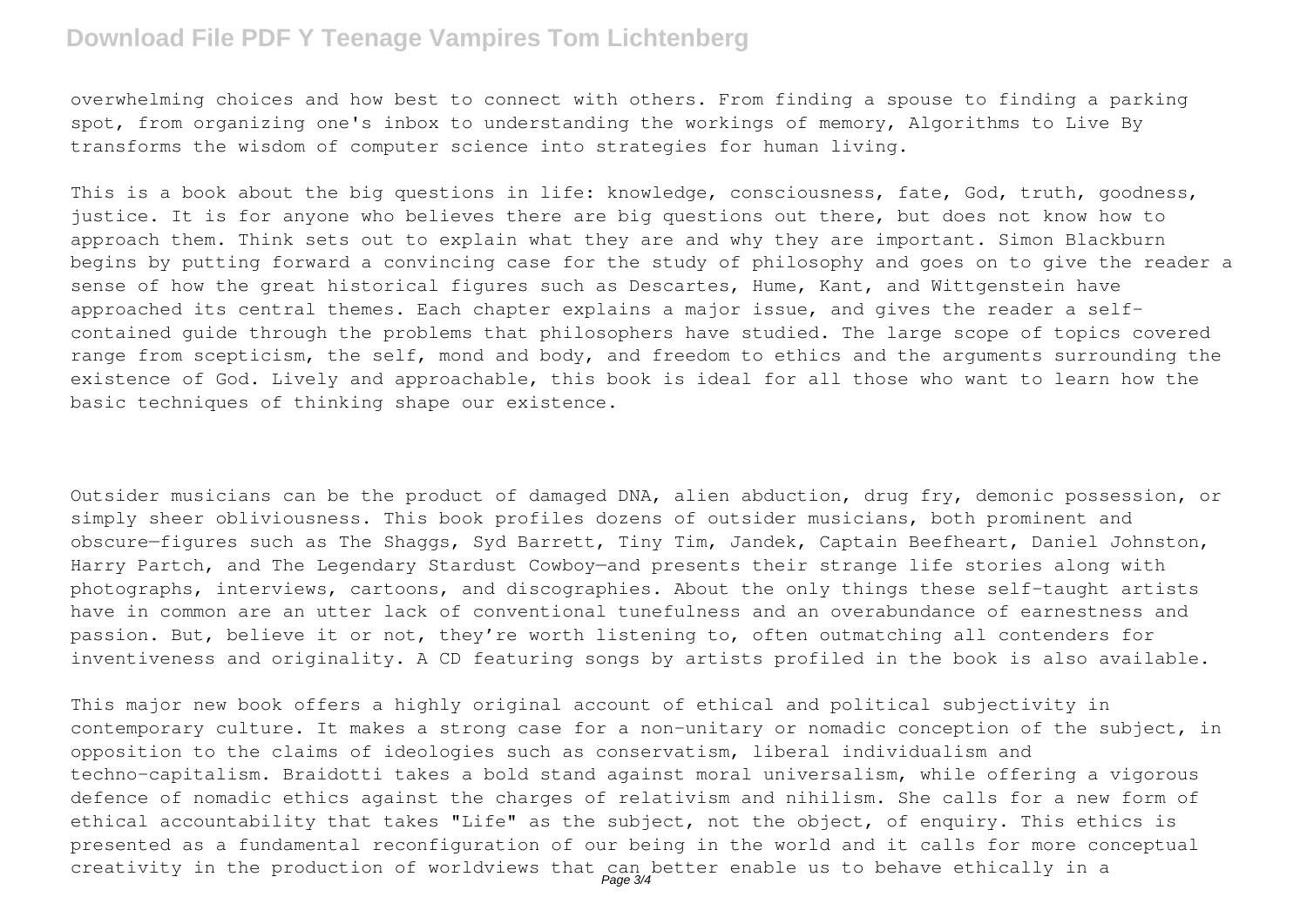overwhelming choices and how best to connect with others. From finding a spouse to finding a parking spot, from organizing one's inbox to understanding the workings of memory, Algorithms to Live By transforms the wisdom of computer science into strategies for human living.

This is a book about the big questions in life: knowledge, consciousness, fate, God, truth, goodness, justice. It is for anyone who believes there are big questions out there, but does not know how to approach them. Think sets out to explain what they are and why they are important. Simon Blackburn begins by putting forward a convincing case for the study of philosophy and goes on to give the reader a sense of how the great historical figures such as Descartes, Hume, Kant, and Wittgenstein have approached its central themes. Each chapter explains a major issue, and gives the reader a self-contained guide through the problems that philosophers have studied. The large scope of topics covered range from scepticism, the self, mond and body, and freedom to ethics and the arguments surrounding the existence of God. Lively and approachable, this book is ideal for all those who want to learn how the basic techniques of thinking shape our existence.

Outsider musicians can be the product of damaged DNA, alien abduction, drug fry, demonic possession, or simply sheer obliviousness. This book profiles dozens of outsider musicians, both prominent and obscure—figures such as The Shaggs, Syd Barrett, Tiny Tim, Jandek, Captain Beefheart, Daniel Johnston, Harry Partch, and The Legendary Stardust Cowboy—and presents their strange life stories along with photographs, interviews, cartoons, and discographies. About the only things these self-taught artists have in common are an utter lack of conventional tunefulness and an overabundance of earnestness and passion. But, believe it or not, they're worth listening to, often outmatching all contenders for inventiveness and originality. A CD featuring songs by artists profiled in the book is also available.

This major new book offers a highly original account of ethical and political subjectivity in contemporary culture. It makes a strong case for a non-unitary or nomadic conception of the subject, in opposition to the claims of ideologies such as conservatism, liberal individualism and techno-capitalism. Braidotti takes a bold stand against moral universalism, while offering a vigorous defence of nomadic ethics against the charges of relativism and nihilism. She calls for a new form of ethical accountability that takes "Life" as the subject, not the object, of enquiry. This ethics is presented as a fundamental reconfiguration of our being in the world and it calls for more conceptual creativity in the production of worldviews that can better enable us to behave ethically in a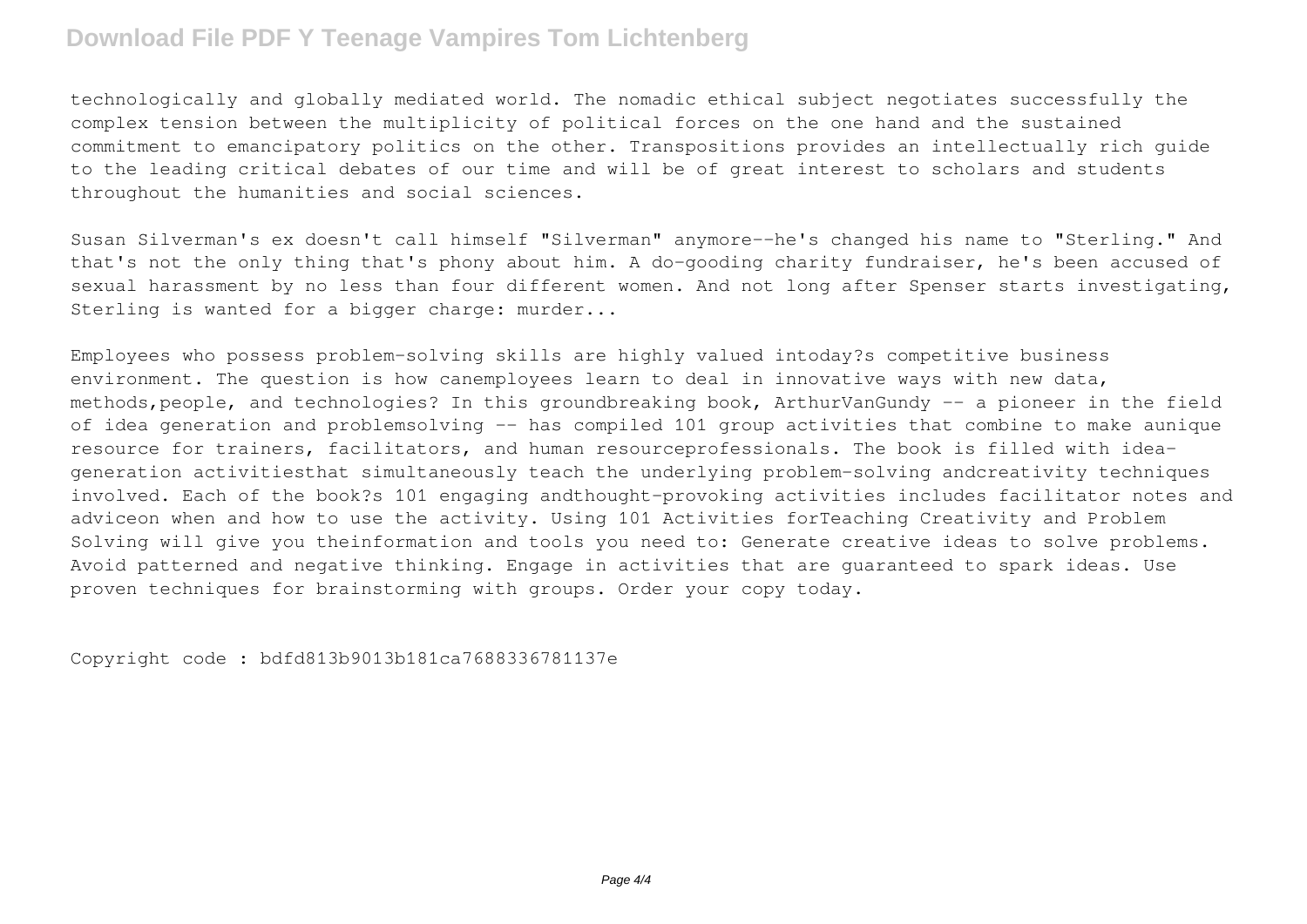technologically and globally mediated world. The nomadic ethical subject negotiates successfully the complex tension between the multiplicity of political forces on the one hand and the sustained commitment to emancipatory politics on the other. Transpositions provides an intellectually rich guide to the leading critical debates of our time and will be of great interest to scholars and students throughout the humanities and social sciences.

Susan Silverman's ex doesn't call himself "Silverman" anymore--he's changed his name to "Sterling." And that's not the only thing that's phony about him. A do-gooding charity fundraiser, he's been accused of sexual harassment by no less than four different women. And not long after Spenser starts investigating, Sterling is wanted for a bigger charge: murder...

Employees who possess problem-solving skills are highly valued intoday?s competitive business environment. The question is how canemployees learn to deal in innovative ways with new data, methods,people, and technologies? In this groundbreaking book, ArthurVanGundy -- a pioneer in the field of idea generation and problemsolving -- has compiled 101 group activities that combine to make aunique resource for trainers, facilitators, and human resourceprofessionals. The book is filled with idea-generation activitiesthat simultaneously teach the underlying problem-solving andcreativity techniques involved. Each of the book?s 101 engaging andthought-provoking activities includes facilitator notes and adviceon when and how to use the activity. Using 101 Activities forTeaching Creativity and Problem Solving will give you theinformation and tools you need to: Generate creative ideas to solve problems. Avoid patterned and negative thinking. Engage in activities that are guaranteed to spark ideas. Use proven techniques for brainstorming with groups. Order your copy today.

Copyright code : bdfd813b9013b181ca7688336781137e